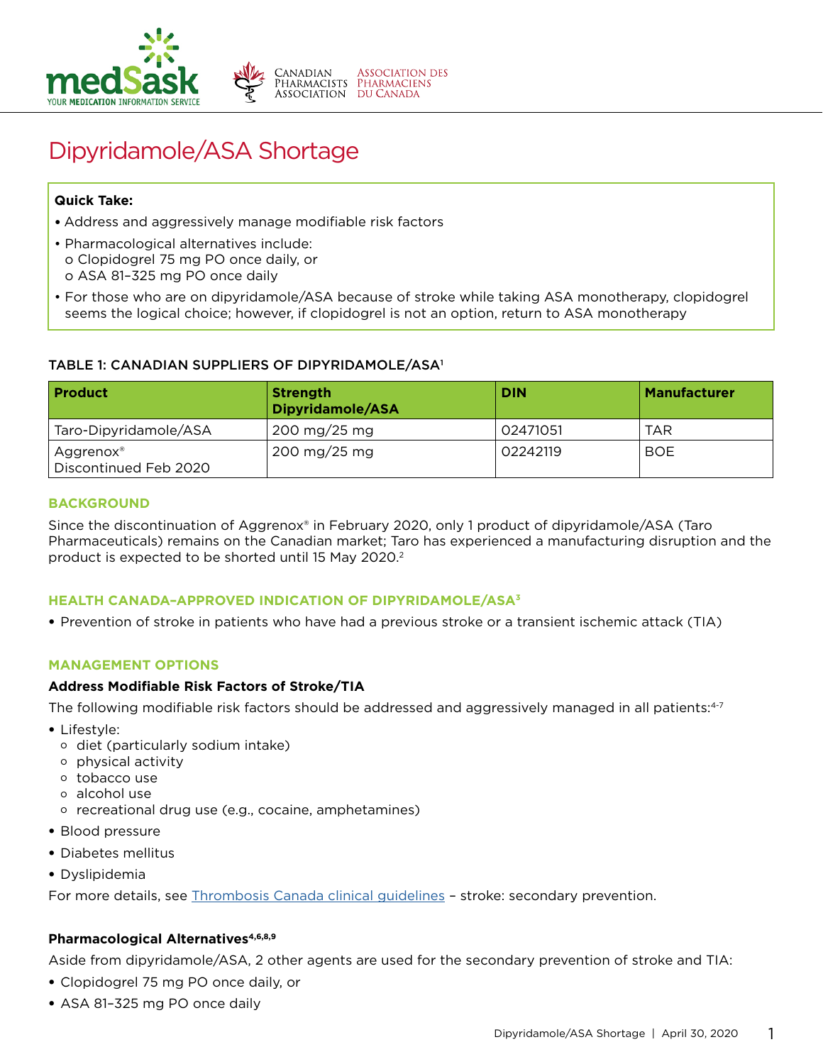# Dipyridamole/ASA Shortage

**Quick Take:**

- Address and aggressively manage modifiable risk factors
- Pharmacological alternatives include:
  - Clopidogrel 75 mg PO once daily, or
  - ASA 81–325 mg PO once daily
- For those who are on dipyridamole/ASA because of stroke while taking ASA monotherapy, clopidogrel seems the logical choice; however, if clopidogrel is not an option, return to ASA monotherapy

**TABLE 1: CANADIAN SUPPLIERS OF DIPYRIDAMOLE/ASA[1]**

| Product | Strength Dipyridamole/ASA | DIN | Manufacturer |
|---|---|---|---|
| Taro-Dipyridamole/ASA | 200 mg/25 mg | 02471051 | TAR |
| Aggrenox® Discontinued Feb 2020 | 200 mg/25 mg | 02242119 | BOE |

## BACKGROUND

Since the discontinuation of Aggrenox® in February 2020, only 1 product of dipyridamole/ASA (Taro Pharmaceuticals) remains on the Canadian market; Taro has experienced a manufacturing disruption and the product is expected to be shorted until 15 May 2020.[2]

## HEALTH CANADA–APPROVED INDICATION OF DIPYRIDAMOLE/ASA[3]

- Prevention of stroke in patients who have had a previous stroke or a transient ischemic attack (TIA)

## MANAGEMENT OPTIONS

### Address Modifiable Risk Factors of Stroke/TIA

The following modifiable risk factors should be addressed and aggressively managed in all patients:[4-7]

- Lifestyle:
  - diet (particularly sodium intake)
  - physical activity
  - tobacco use
  - alcohol use
  - recreational drug use (e.g., cocaine, amphetamines)
- Blood pressure
- Diabetes mellitus
- Dyslipidemia

For more details, see Thrombosis Canada clinical guidelines – stroke: secondary prevention.

### Pharmacological Alternatives[4,6,8,9]

Aside from dipyridamole/ASA, 2 other agents are used for the secondary prevention of stroke and TIA:

- Clopidogrel 75 mg PO once daily, or
- ASA 81–325 mg PO once daily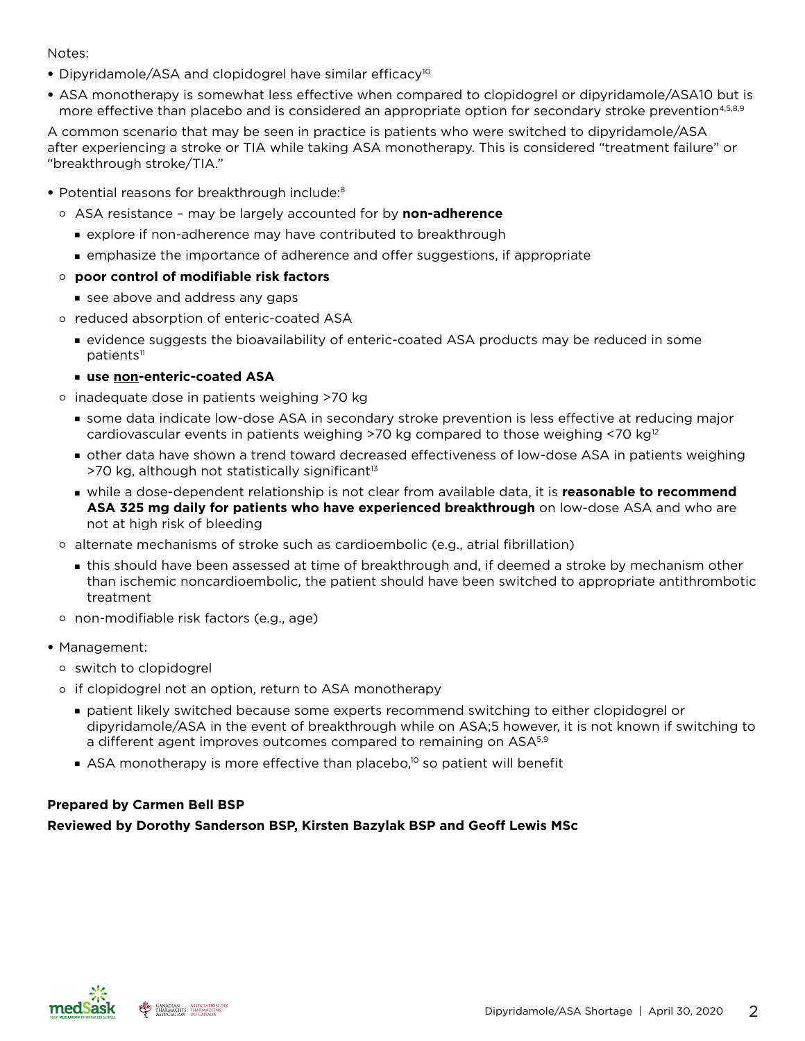Notes:

- Dipyridamole/ASA and clopidogrel have similar efficacy[10]
- ASA monotherapy is somewhat less effective when compared to clopidogrel or dipyridamole/ASA10 but is more effective than placebo and is considered an appropriate option for secondary stroke prevention[4,5,8,9]

A common scenario that may be seen in practice is patients who were switched to dipyridamole/ASA after experiencing a stroke or TIA while taking ASA monotherapy. This is considered "treatment failure" or "breakthrough stroke/TIA."

- Potential reasons for breakthrough include:[8]
  - ASA resistance – may be largely accounted for by **non-adherence**
    - explore if non-adherence may have contributed to breakthrough
    - emphasize the importance of adherence and offer suggestions, if appropriate
  - **poor control of modifiable risk factors**
    - see above and address any gaps
  - reduced absorption of enteric-coated ASA
    - evidence suggests the bioavailability of enteric-coated ASA products may be reduced in some patients[11]
    - **use <u>non</u>-enteric-coated ASA**
  - inadequate dose in patients weighing >70 kg
    - some data indicate low-dose ASA in secondary stroke prevention is less effective at reducing major cardiovascular events in patients weighing >70 kg compared to those weighing <70 kg[12]
    - other data have shown a trend toward decreased effectiveness of low-dose ASA in patients weighing >70 kg, although not statistically significant[13]
    - while a dose-dependent relationship is not clear from available data, it is **reasonable to recommend ASA 325 mg daily for patients who have experienced breakthrough** on low-dose ASA and who are not at high risk of bleeding
  - alternate mechanisms of stroke such as cardioembolic (e.g., atrial fibrillation)
    - this should have been assessed at time of breakthrough and, if deemed a stroke by mechanism other than ischemic noncardioembolic, the patient should have been switched to appropriate antithrombotic treatment
  - non-modifiable risk factors (e.g., age)
- Management:
  - switch to clopidogrel
  - if clopidogrel not an option, return to ASA monotherapy
    - patient likely switched because some experts recommend switching to either clopidogrel or dipyridamole/ASA in the event of breakthrough while on ASA;5 however, it is not known if switching to a different agent improves outcomes compared to remaining on ASA[5,9]
    - ASA monotherapy is more effective than placebo,[10] so patient will benefit

**Prepared by Carmen Bell BSP**

**Reviewed by Dorothy Sanderson BSP, Kirsten Bazylak BSP and Geoff Lewis MSc**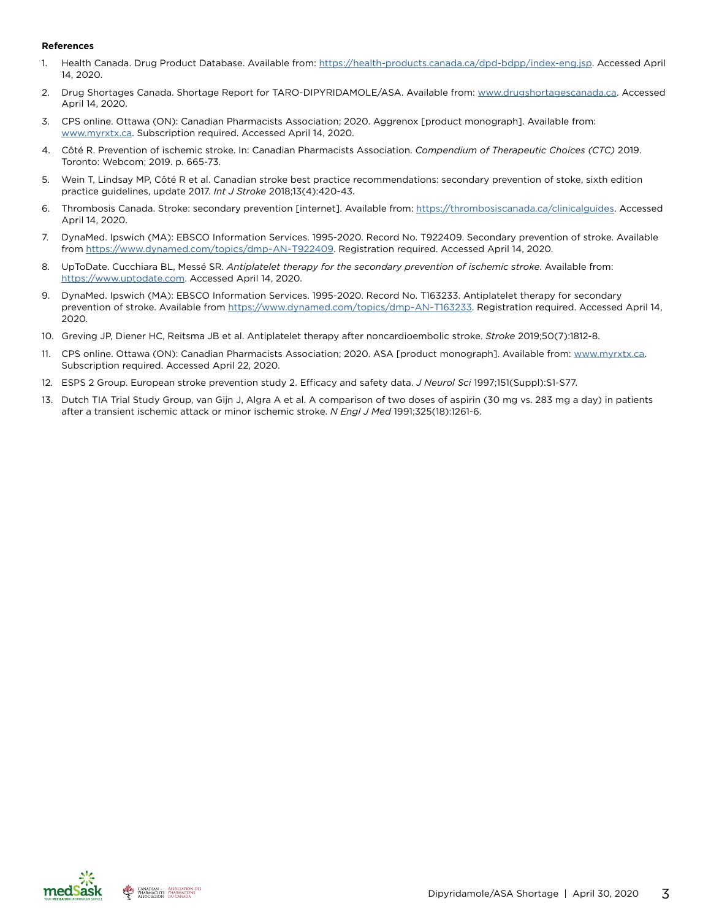**References**

1. Health Canada. Drug Product Database. Available from: https://health-products.canada.ca/dpd-bdpp/index-eng.jsp. Accessed April 14, 2020.
2. Drug Shortages Canada. Shortage Report for TARO-DIPYRIDAMOLE/ASA. Available from: www.drugshortagescanada.ca. Accessed April 14, 2020.
3. CPS online. Ottawa (ON): Canadian Pharmacists Association; 2020. Aggrenox [product monograph]. Available from: www.myrxtx.ca. Subscription required. Accessed April 14, 2020.
4. Côté R. Prevention of ischemic stroke. In: Canadian Pharmacists Association. *Compendium of Therapeutic Choices (CTC)* 2019. Toronto: Webcom; 2019. p. 665-73.
5. Wein T, Lindsay MP, Côté R et al. Canadian stroke best practice recommendations: secondary prevention of stoke, sixth edition practice guidelines, update 2017. *Int J Stroke* 2018;13(4):420-43.
6. Thrombosis Canada. Stroke: secondary prevention [internet]. Available from: https://thrombosiscanada.ca/clinicalguides. Accessed April 14, 2020.
7. DynaMed. Ipswich (MA): EBSCO Information Services. 1995-2020. Record No. T922409. Secondary prevention of stroke. Available from https://www.dynamed.com/topics/dmp-AN-T922409. Registration required. Accessed April 14, 2020.
8. UpToDate. Cucchiara BL, Messé SR. *Antiplatelet therapy for the secondary prevention of ischemic stroke*. Available from: https://www.uptodate.com. Accessed April 14, 2020.
9. DynaMed. Ipswich (MA): EBSCO Information Services. 1995-2020. Record No. T163233. Antiplatelet therapy for secondary prevention of stroke. Available from https://www.dynamed.com/topics/dmp-AN-T163233. Registration required. Accessed April 14, 2020.
10. Greving JP, Diener HC, Reitsma JB et al. Antiplatelet therapy after noncardioembolic stroke. *Stroke* 2019;50(7):1812-8.
11. CPS online. Ottawa (ON): Canadian Pharmacists Association; 2020. ASA [product monograph]. Available from: www.myrxtx.ca. Subscription required. Accessed April 22, 2020.
12. ESPS 2 Group. European stroke prevention study 2. Efficacy and safety data. *J Neurol Sci* 1997;151(Suppl):S1-S77.
13. Dutch TIA Trial Study Group, van Gijn J, Algra A et al. A comparison of two doses of aspirin (30 mg vs. 283 mg a day) in patients after a transient ischemic attack or minor ischemic stroke. *N Engl J Med* 1991;325(18):1261-6.